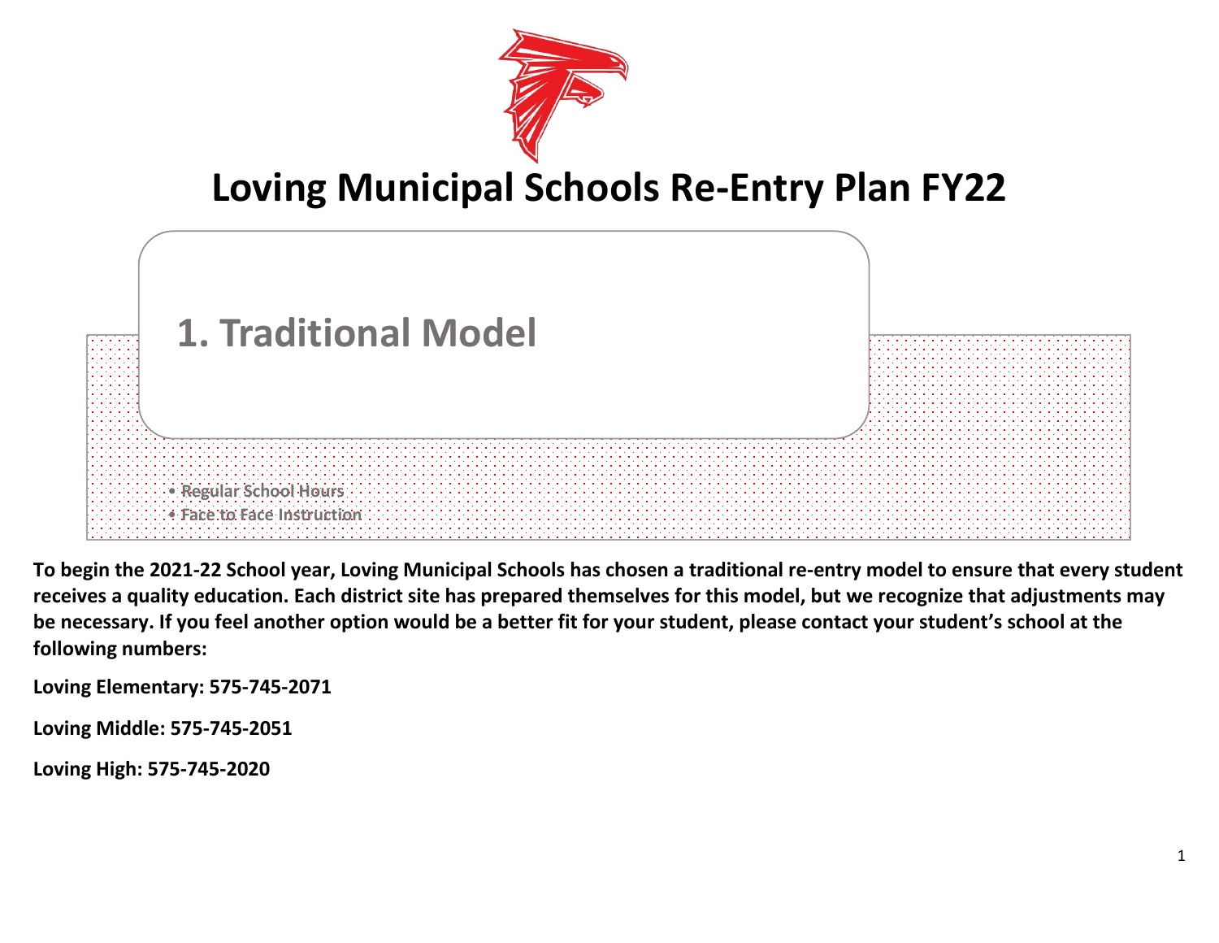# Loving Municipal Schools Re-Entry Plan FY22

## 1. Traditional Model

- Regular School Hours
- Face to Face Instruction

**To begin the 2021-22 School year, Loving Municipal Schools has chosen a traditional re-entry model to ensure that every student receives a quality education. Each district site has prepared themselves for this model, but we recognize that adjustments may be necessary. If you feel another option would be a better fit for your student, please contact your student's school at the following numbers:**

**Loving Elementary: 575-745-2071**

**Loving Middle: 575-745-2051**

**Loving High: 575-745-2020**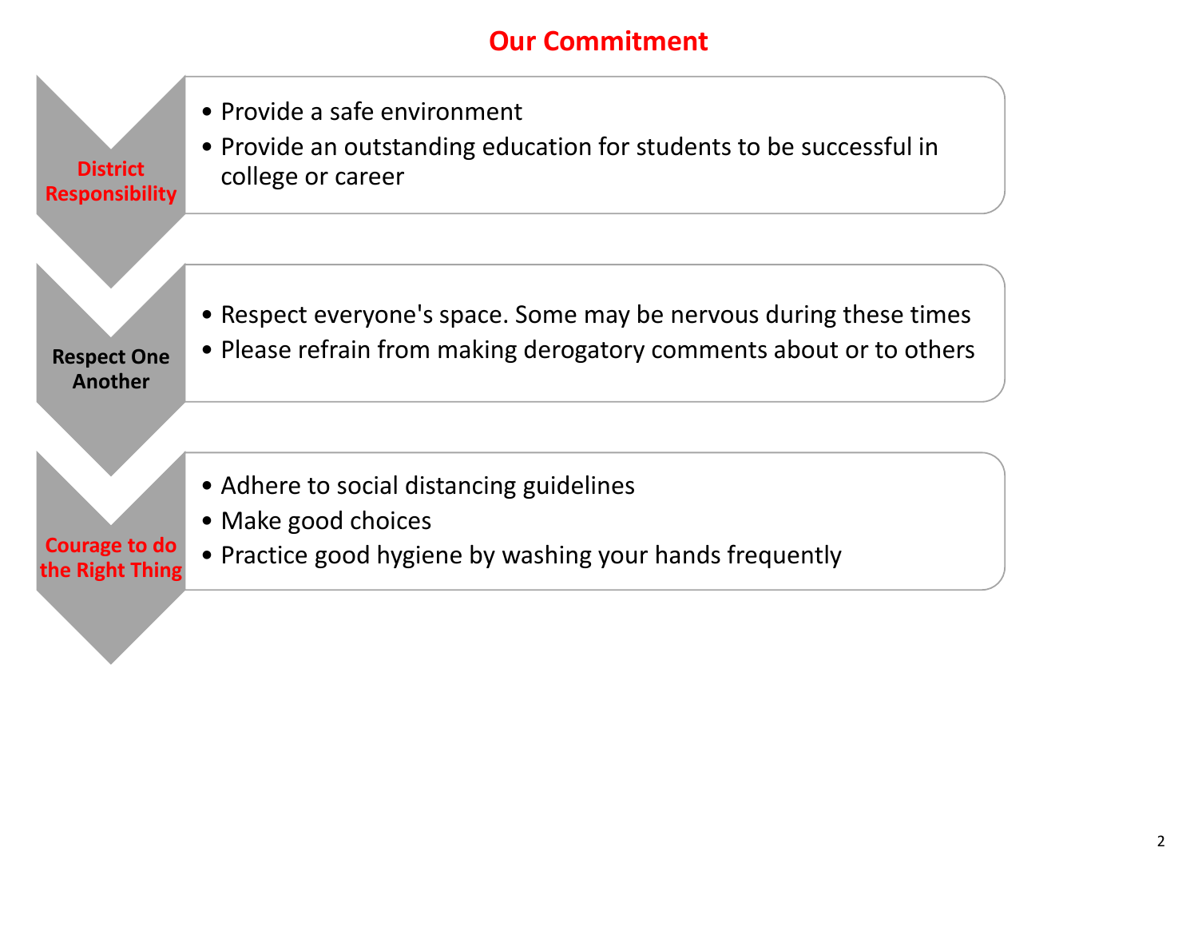# Our Commitment

**District Responsibility**

- Provide a safe environment
- Provide an outstanding education for students to be successful in college or career

**Respect One Another**

- Respect everyone's space. Some may be nervous during these times
- Please refrain from making derogatory comments about or to others

**Courage to do the Right Thing**

- Adhere to social distancing guidelines
- Make good choices
- Practice good hygiene by washing your hands frequently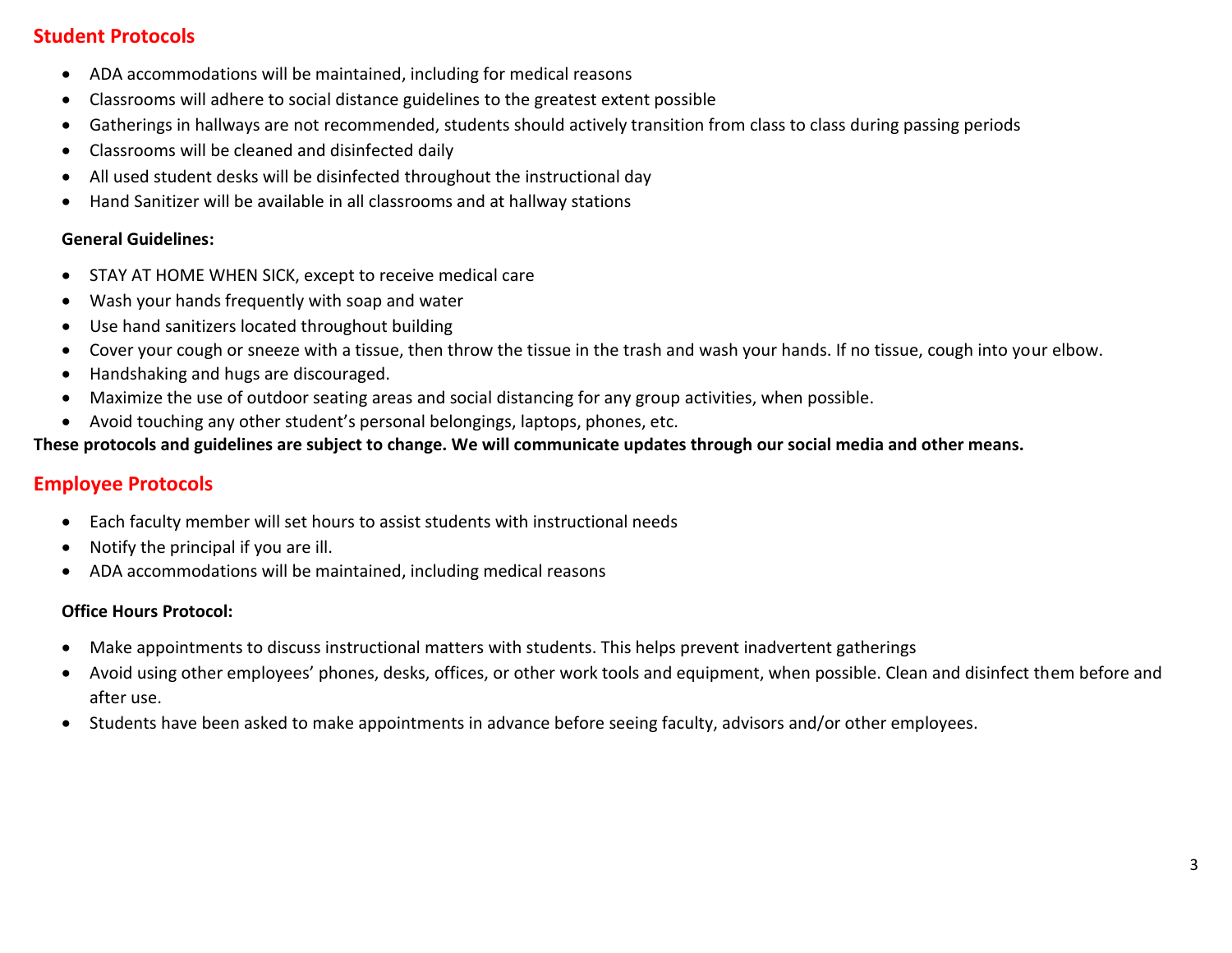## Student Protocols

- ADA accommodations will be maintained, including for medical reasons
- Classrooms will adhere to social distance guidelines to the greatest extent possible
- Gatherings in hallways are not recommended, students should actively transition from class to class during passing periods
- Classrooms will be cleaned and disinfected daily
- All used student desks will be disinfected throughout the instructional day
- Hand Sanitizer will be available in all classrooms and at hallway stations

**General Guidelines:**

- STAY AT HOME WHEN SICK, except to receive medical care
- Wash your hands frequently with soap and water
- Use hand sanitizers located throughout building
- Cover your cough or sneeze with a tissue, then throw the tissue in the trash and wash your hands. If no tissue, cough into your elbow.
- Handshaking and hugs are discouraged.
- Maximize the use of outdoor seating areas and social distancing for any group activities, when possible.
- Avoid touching any other student's personal belongings, laptops, phones, etc.

**These protocols and guidelines are subject to change. We will communicate updates through our social media and other means.**

## Employee Protocols

- Each faculty member will set hours to assist students with instructional needs
- Notify the principal if you are ill.
- ADA accommodations will be maintained, including medical reasons

**Office Hours Protocol:**

- Make appointments to discuss instructional matters with students. This helps prevent inadvertent gatherings
- Avoid using other employees' phones, desks, offices, or other work tools and equipment, when possible. Clean and disinfect them before and after use.
- Students have been asked to make appointments in advance before seeing faculty, advisors and/or other employees.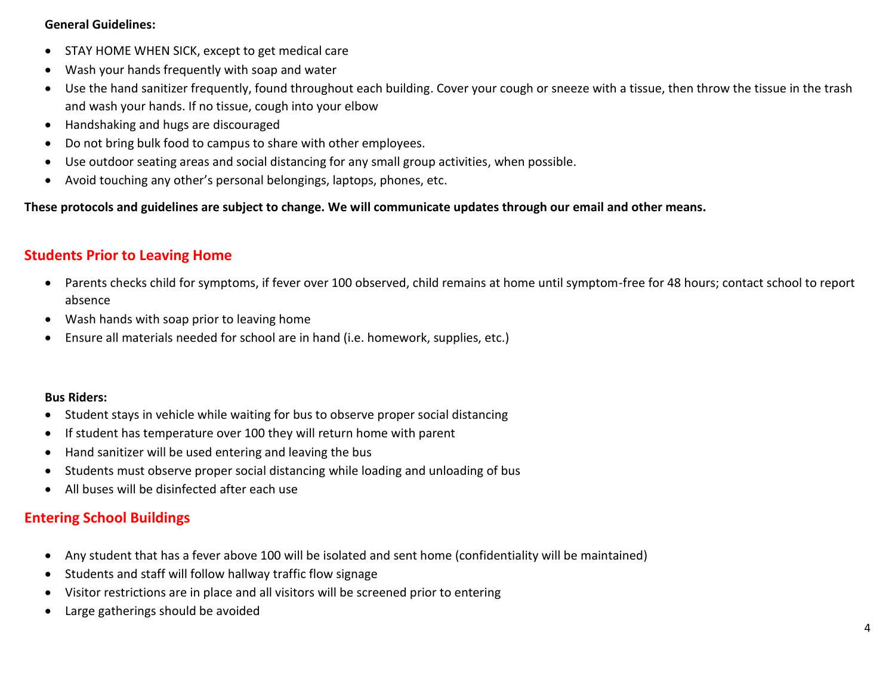**General Guidelines:**

- STAY HOME WHEN SICK, except to get medical care
- Wash your hands frequently with soap and water
- Use the hand sanitizer frequently, found throughout each building. Cover your cough or sneeze with a tissue, then throw the tissue in the trash and wash your hands. If no tissue, cough into your elbow
- Handshaking and hugs are discouraged
- Do not bring bulk food to campus to share with other employees.
- Use outdoor seating areas and social distancing for any small group activities, when possible.
- Avoid touching any other's personal belongings, laptops, phones, etc.

**These protocols and guidelines are subject to change. We will communicate updates through our email and other means.**

## Students Prior to Leaving Home

- Parents checks child for symptoms, if fever over 100 observed, child remains at home until symptom-free for 48 hours; contact school to report absence
- Wash hands with soap prior to leaving home
- Ensure all materials needed for school are in hand (i.e. homework, supplies, etc.)

**Bus Riders:**

- Student stays in vehicle while waiting for bus to observe proper social distancing
- If student has temperature over 100 they will return home with parent
- Hand sanitizer will be used entering and leaving the bus
- Students must observe proper social distancing while loading and unloading of bus
- All buses will be disinfected after each use

## Entering School Buildings

- Any student that has a fever above 100 will be isolated and sent home (confidentiality will be maintained)
- Students and staff will follow hallway traffic flow signage
- Visitor restrictions are in place and all visitors will be screened prior to entering
- Large gatherings should be avoided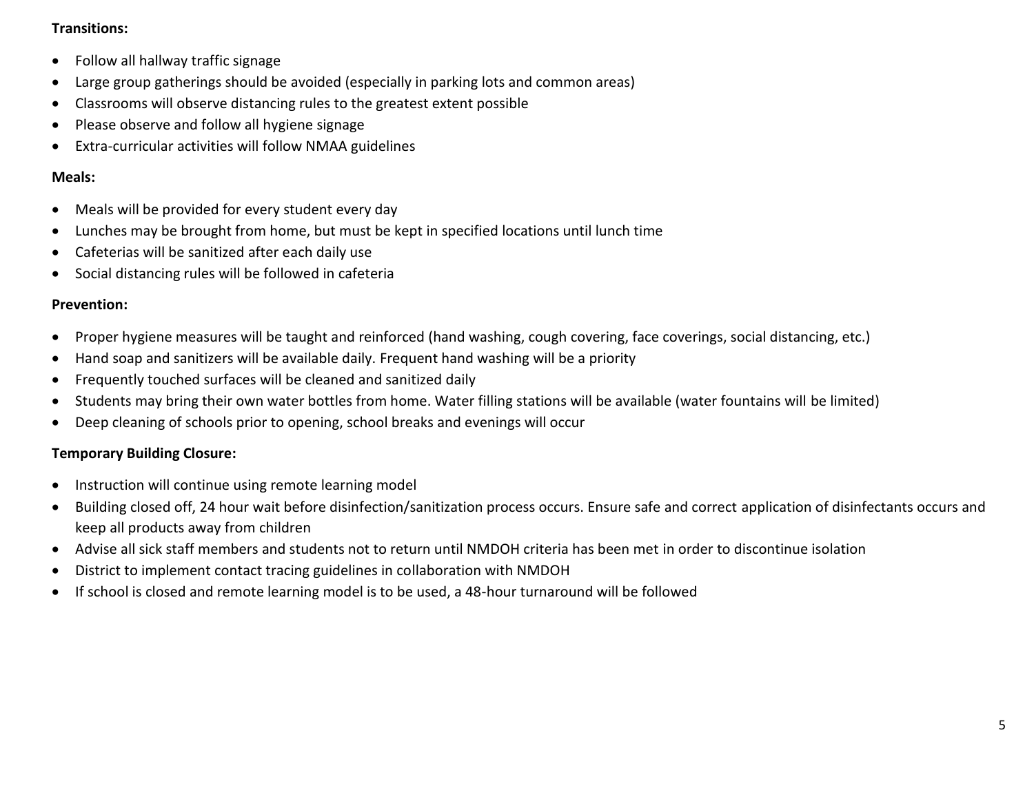**Transitions:**

- Follow all hallway traffic signage
- Large group gatherings should be avoided (especially in parking lots and common areas)
- Classrooms will observe distancing rules to the greatest extent possible
- Please observe and follow all hygiene signage
- Extra-curricular activities will follow NMAA guidelines

**Meals:**

- Meals will be provided for every student every day
- Lunches may be brought from home, but must be kept in specified locations until lunch time
- Cafeterias will be sanitized after each daily use
- Social distancing rules will be followed in cafeteria

**Prevention:**

- Proper hygiene measures will be taught and reinforced (hand washing, cough covering, face coverings, social distancing, etc.)
- Hand soap and sanitizers will be available daily. Frequent hand washing will be a priority
- Frequently touched surfaces will be cleaned and sanitized daily
- Students may bring their own water bottles from home. Water filling stations will be available (water fountains will be limited)
- Deep cleaning of schools prior to opening, school breaks and evenings will occur

**Temporary Building Closure:**

- Instruction will continue using remote learning model
- Building closed off, 24 hour wait before disinfection/sanitization process occurs. Ensure safe and correct application of disinfectants occurs and keep all products away from children
- Advise all sick staff members and students not to return until NMDOH criteria has been met in order to discontinue isolation
- District to implement contact tracing guidelines in collaboration with NMDOH
- If school is closed and remote learning model is to be used, a 48-hour turnaround will be followed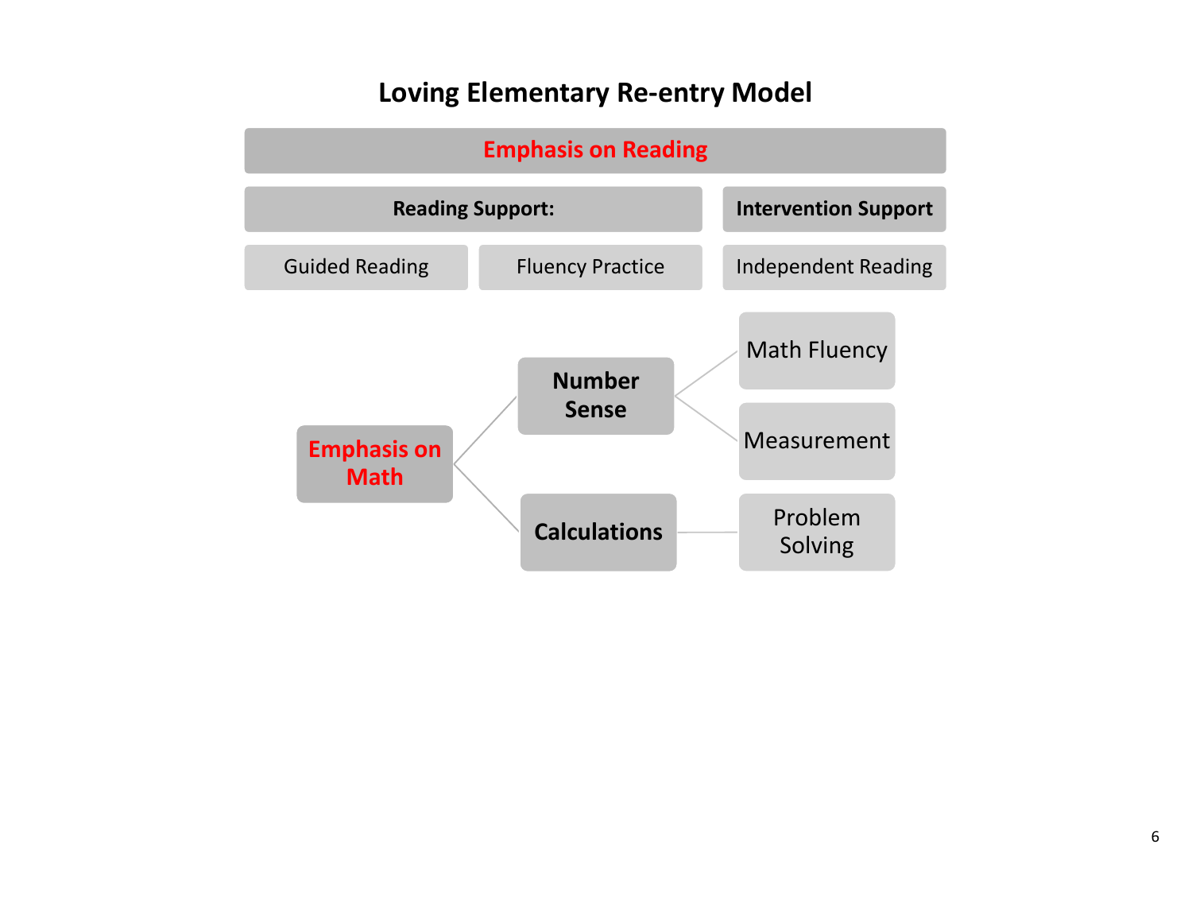# Loving Elementary Re-entry Model

## Emphasis on Reading

**Reading Support:**
- Guided Reading
- Fluency Practice

**Intervention Support**
- Independent Reading

## Emphasis on Math

- **Number Sense**
  - Math Fluency
  - Measurement
- **Calculations**
  - Problem Solving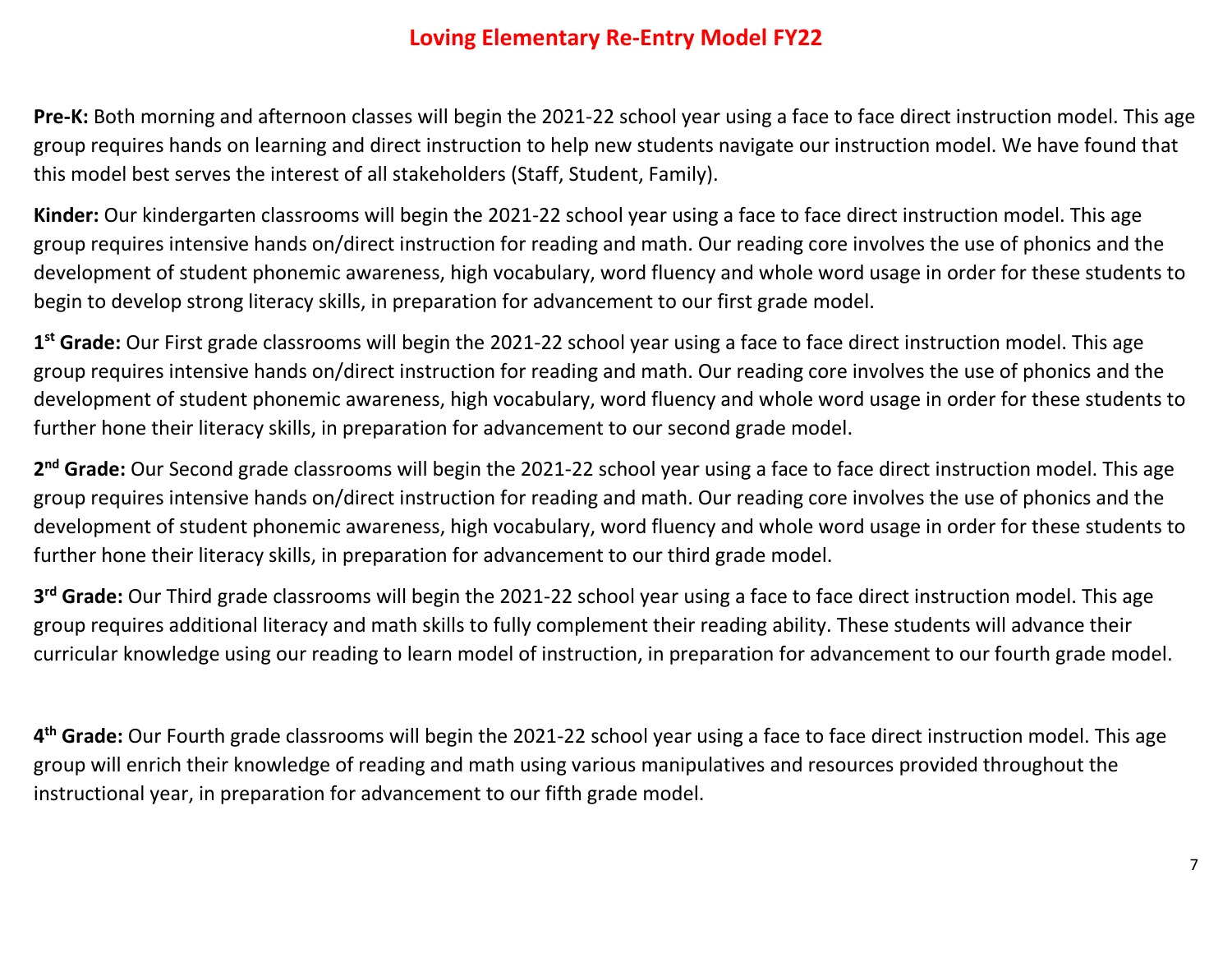# Loving Elementary Re-Entry Model FY22

**Pre-K:** Both morning and afternoon classes will begin the 2021-22 school year using a face to face direct instruction model. This age group requires hands on learning and direct instruction to help new students navigate our instruction model. We have found that this model best serves the interest of all stakeholders (Staff, Student, Family).

**Kinder:** Our kindergarten classrooms will begin the 2021-22 school year using a face to face direct instruction model. This age group requires intensive hands on/direct instruction for reading and math. Our reading core involves the use of phonics and the development of student phonemic awareness, high vocabulary, word fluency and whole word usage in order for these students to begin to develop strong literacy skills, in preparation for advancement to our first grade model.

**1st Grade:** Our First grade classrooms will begin the 2021-22 school year using a face to face direct instruction model. This age group requires intensive hands on/direct instruction for reading and math. Our reading core involves the use of phonics and the development of student phonemic awareness, high vocabulary, word fluency and whole word usage in order for these students to further hone their literacy skills, in preparation for advancement to our second grade model.

**2nd Grade:** Our Second grade classrooms will begin the 2021-22 school year using a face to face direct instruction model. This age group requires intensive hands on/direct instruction for reading and math. Our reading core involves the use of phonics and the development of student phonemic awareness, high vocabulary, word fluency and whole word usage in order for these students to further hone their literacy skills, in preparation for advancement to our third grade model.

**3rd Grade:** Our Third grade classrooms will begin the 2021-22 school year using a face to face direct instruction model. This age group requires additional literacy and math skills to fully complement their reading ability. These students will advance their curricular knowledge using our reading to learn model of instruction, in preparation for advancement to our fourth grade model.

**4th Grade:** Our Fourth grade classrooms will begin the 2021-22 school year using a face to face direct instruction model. This age group will enrich their knowledge of reading and math using various manipulatives and resources provided throughout the instructional year, in preparation for advancement to our fifth grade model.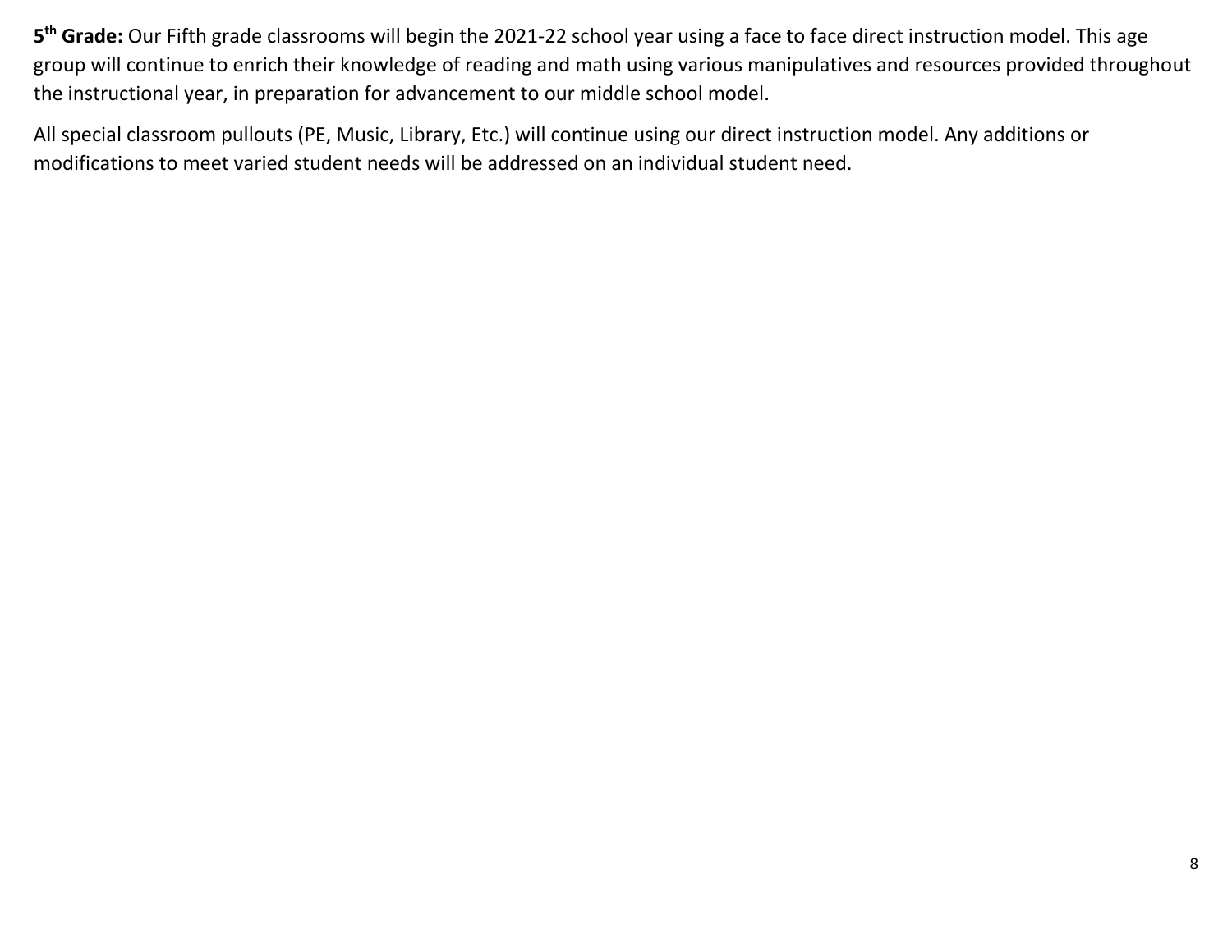**5th Grade:** Our Fifth grade classrooms will begin the 2021-22 school year using a face to face direct instruction model. This age group will continue to enrich their knowledge of reading and math using various manipulatives and resources provided throughout the instructional year, in preparation for advancement to our middle school model.

All special classroom pullouts (PE, Music, Library, Etc.) will continue using our direct instruction model. Any additions or modifications to meet varied student needs will be addressed on an individual student need.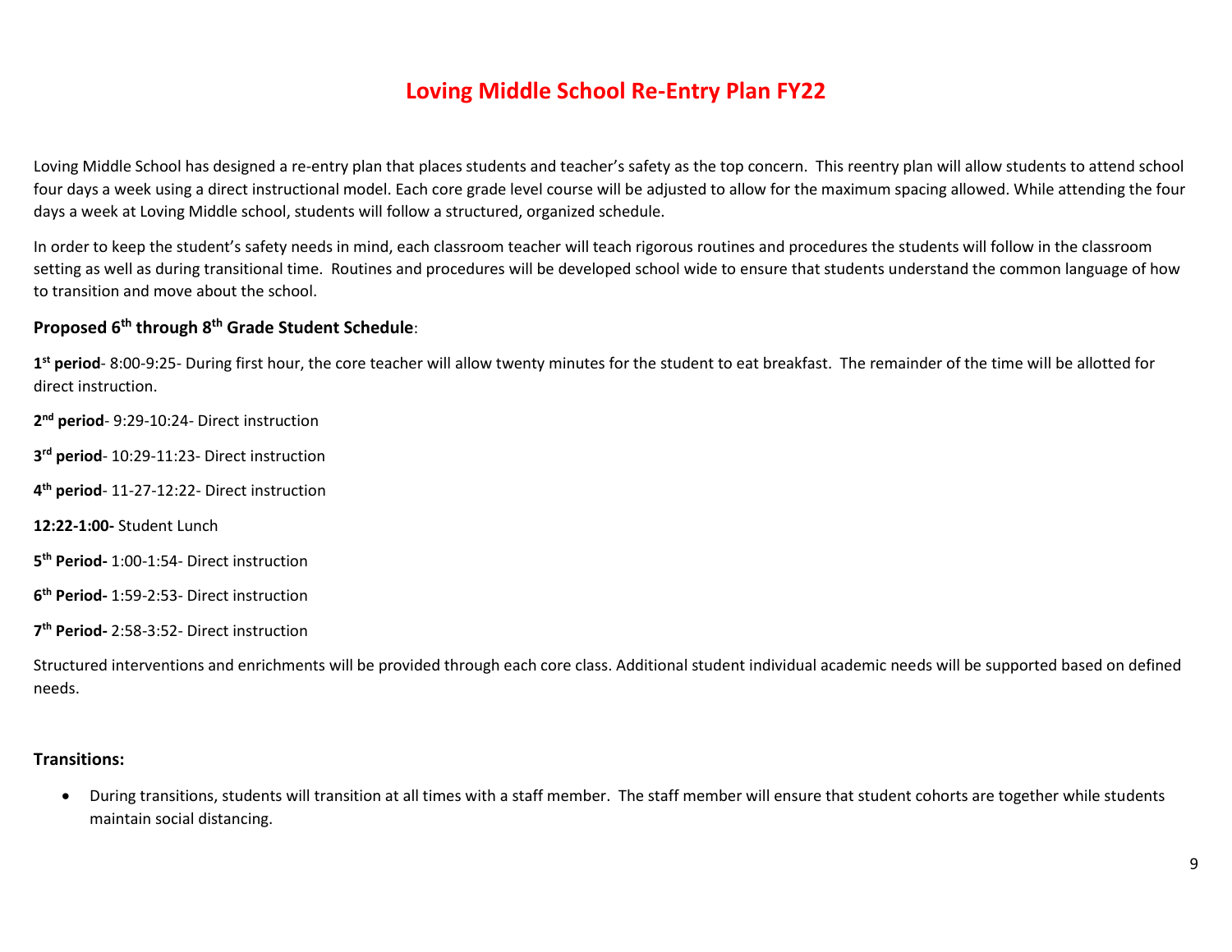# Loving Middle School Re-Entry Plan FY22

Loving Middle School has designed a re-entry plan that places students and teacher's safety as the top concern. This reentry plan will allow students to attend school four days a week using a direct instructional model. Each core grade level course will be adjusted to allow for the maximum spacing allowed. While attending the four days a week at Loving Middle school, students will follow a structured, organized schedule.

In order to keep the student's safety needs in mind, each classroom teacher will teach rigorous routines and procedures the students will follow in the classroom setting as well as during transitional time. Routines and procedures will be developed school wide to ensure that students understand the common language of how to transition and move about the school.

**Proposed 6th through 8th Grade Student Schedule**:

**1st period**- 8:00-9:25- During first hour, the core teacher will allow twenty minutes for the student to eat breakfast. The remainder of the time will be allotted for direct instruction.

**2nd period**- 9:29-10:24- Direct instruction

**3rd period**- 10:29-11:23- Direct instruction

**4th period**- 11-27-12:22- Direct instruction

**12:22-1:00-** Student Lunch

**5th Period-** 1:00-1:54- Direct instruction

**6th Period-** 1:59-2:53- Direct instruction

**7th Period-** 2:58-3:52- Direct instruction

Structured interventions and enrichments will be provided through each core class. Additional student individual academic needs will be supported based on defined needs.

**Transitions:**

- During transitions, students will transition at all times with a staff member. The staff member will ensure that student cohorts are together while students maintain social distancing.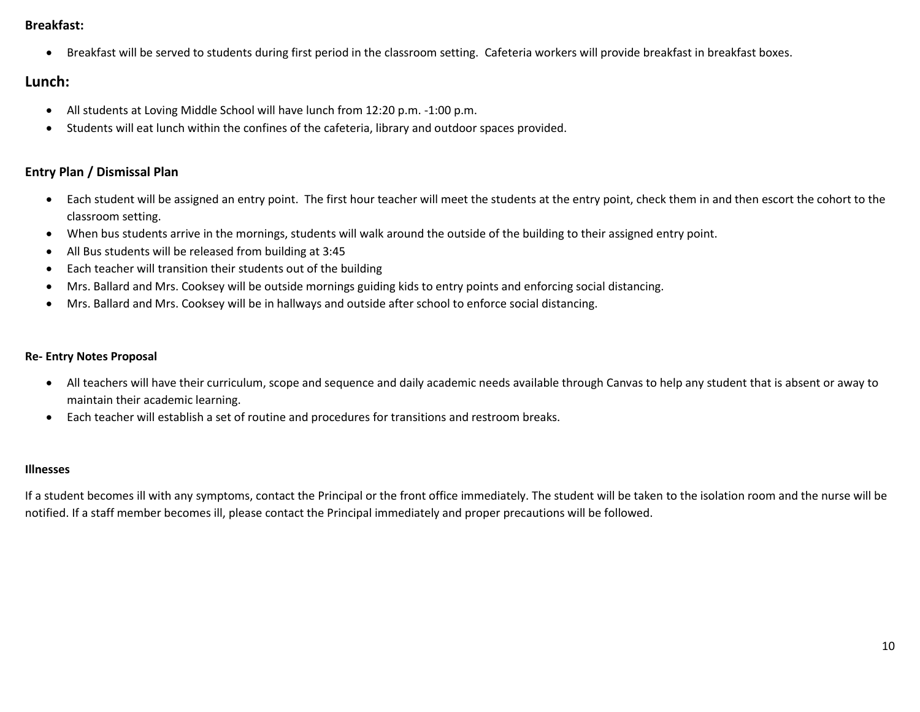**Breakfast:**

- Breakfast will be served to students during first period in the classroom setting.  Cafeteria workers will provide breakfast in breakfast boxes.

## Lunch:

- All students at Loving Middle School will have lunch from 12:20 p.m. -1:00 p.m.
- Students will eat lunch within the confines of the cafeteria, library and outdoor spaces provided.

**Entry Plan / Dismissal Plan**

- Each student will be assigned an entry point.  The first hour teacher will meet the students at the entry point, check them in and then escort the cohort to the classroom setting.
- When bus students arrive in the mornings, students will walk around the outside of the building to their assigned entry point.
- All Bus students will be released from building at 3:45
- Each teacher will transition their students out of the building
- Mrs. Ballard and Mrs. Cooksey will be outside mornings guiding kids to entry points and enforcing social distancing.
- Mrs. Ballard and Mrs. Cooksey will be in hallways and outside after school to enforce social distancing.

**Re- Entry Notes Proposal**

- All teachers will have their curriculum, scope and sequence and daily academic needs available through Canvas to help any student that is absent or away to maintain their academic learning.
- Each teacher will establish a set of routine and procedures for transitions and restroom breaks.

**Illnesses**

If a student becomes ill with any symptoms, contact the Principal or the front office immediately. The student will be taken to the isolation room and the nurse will be notified. If a staff member becomes ill, please contact the Principal immediately and proper precautions will be followed.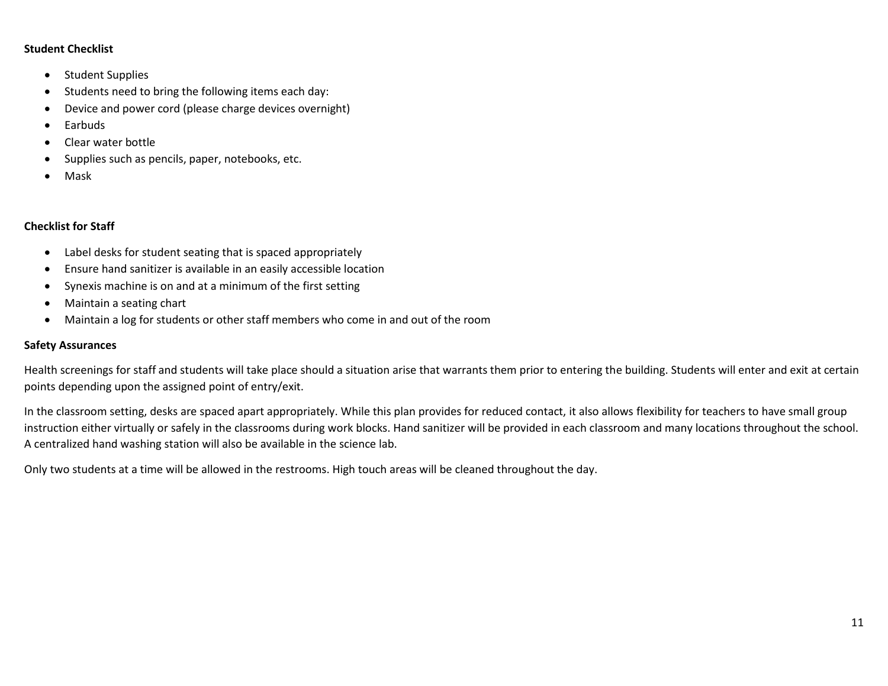**Student Checklist**

- Student Supplies
- Students need to bring the following items each day:
- Device and power cord (please charge devices overnight)
- Earbuds
- Clear water bottle
- Supplies such as pencils, paper, notebooks, etc.
- Mask

**Checklist for Staff**

- Label desks for student seating that is spaced appropriately
- Ensure hand sanitizer is available in an easily accessible location
- Synexis machine is on and at a minimum of the first setting
- Maintain a seating chart
- Maintain a log for students or other staff members who come in and out of the room

**Safety Assurances**

Health screenings for staff and students will take place should a situation arise that warrants them prior to entering the building. Students will enter and exit at certain points depending upon the assigned point of entry/exit.

In the classroom setting, desks are spaced apart appropriately. While this plan provides for reduced contact, it also allows flexibility for teachers to have small group instruction either virtually or safely in the classrooms during work blocks. Hand sanitizer will be provided in each classroom and many locations throughout the school. A centralized hand washing station will also be available in the science lab.

Only two students at a time will be allowed in the restrooms. High touch areas will be cleaned throughout the day.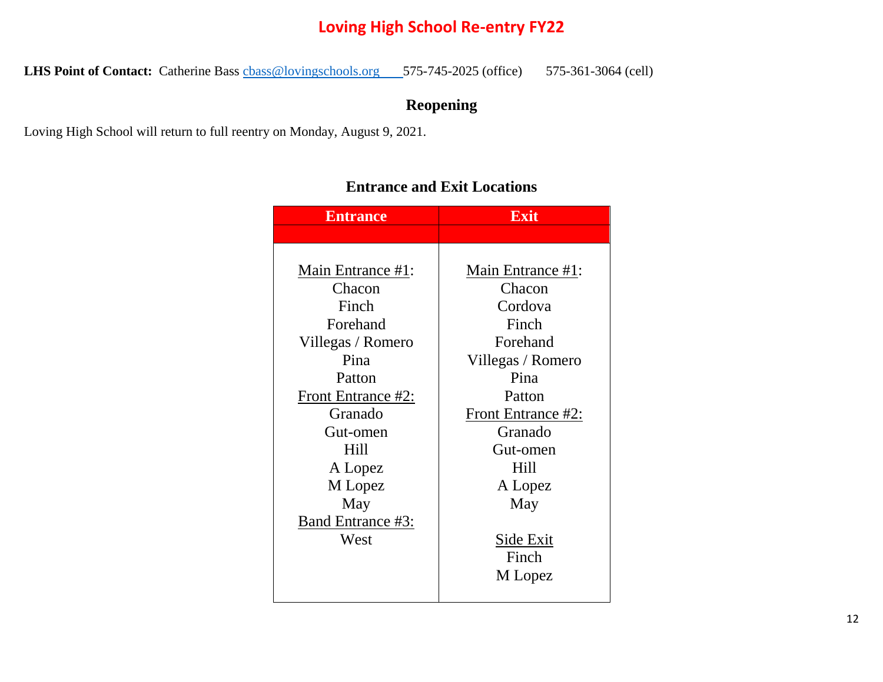# Loving High School Re-entry FY22

**LHS Point of Contact:** Catherine Bass cbass@lovingschools.org 575-745-2025 (office) 575-361-3064 (cell)

## Reopening

Loving High School will return to full reentry on Monday, August 9, 2021.

## Entrance and Exit Locations

| Entrance | Exit |
| --- | --- |
| Main Entrance #1:<br>Chacon<br>Finch<br>Forehand<br>Villegas / Romero<br>Pina<br>Patton<br>Front Entrance #2:<br>Granado<br>Gut-omen<br>Hill<br>A Lopez<br>M Lopez<br>May<br>Band Entrance #3:<br>West | Main Entrance #1:<br>Chacon<br>Cordova<br>Finch<br>Forehand<br>Villegas / Romero<br>Pina<br>Patton<br>Front Entrance #2:<br>Granado<br>Gut-omen<br>Hill<br>A Lopez<br>May<br><br>Side Exit<br>Finch<br>M Lopez |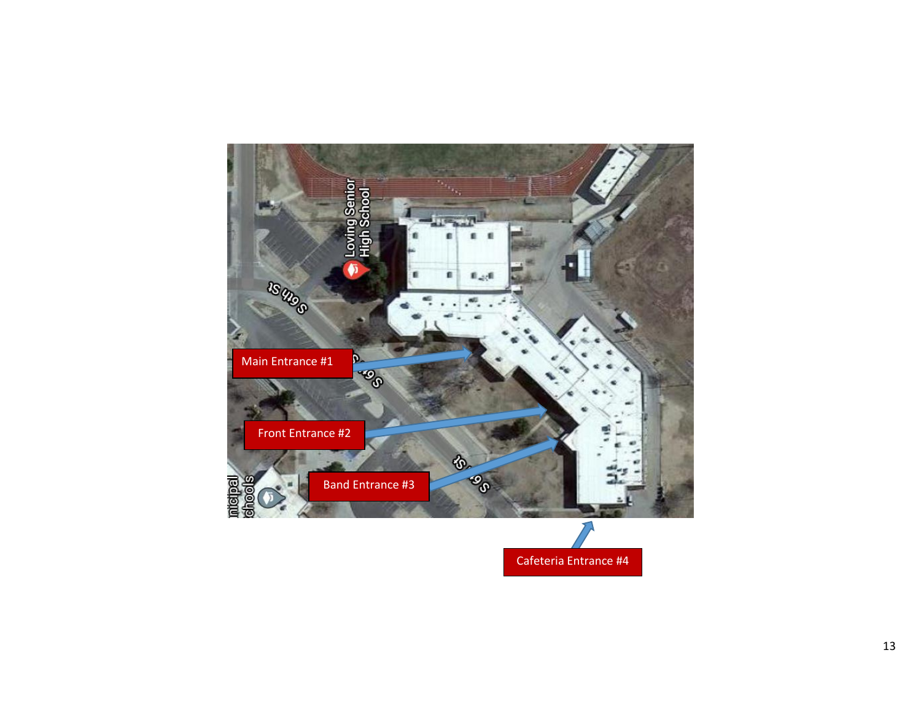Main Entrance #1

Front Entrance #2

Band Entrance #3

Cafeteria Entrance #4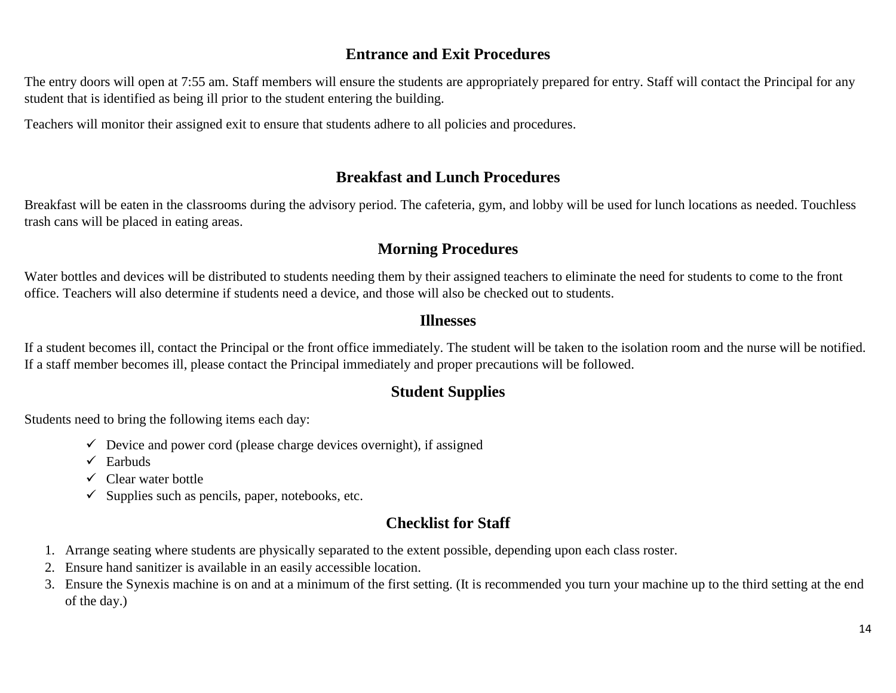## Entrance and Exit Procedures

The entry doors will open at 7:55 am. Staff members will ensure the students are appropriately prepared for entry. Staff will contact the Principal for any student that is identified as being ill prior to the student entering the building.

Teachers will monitor their assigned exit to ensure that students adhere to all policies and procedures.

## Breakfast and Lunch Procedures

Breakfast will be eaten in the classrooms during the advisory period. The cafeteria, gym, and lobby will be used for lunch locations as needed. Touchless trash cans will be placed in eating areas.

## Morning Procedures

Water bottles and devices will be distributed to students needing them by their assigned teachers to eliminate the need for students to come to the front office. Teachers will also determine if students need a device, and those will also be checked out to students.

## Illnesses

If a student becomes ill, contact the Principal or the front office immediately. The student will be taken to the isolation room and the nurse will be notified. If a staff member becomes ill, please contact the Principal immediately and proper precautions will be followed.

## Student Supplies

Students need to bring the following items each day:

- ✓ Device and power cord (please charge devices overnight), if assigned
- ✓ Earbuds
- ✓ Clear water bottle
- ✓ Supplies such as pencils, paper, notebooks, etc.

## Checklist for Staff

1. Arrange seating where students are physically separated to the extent possible, depending upon each class roster.
2. Ensure hand sanitizer is available in an easily accessible location.
3. Ensure the Synexis machine is on and at a minimum of the first setting. (It is recommended you turn your machine up to the third setting at the end of the day.)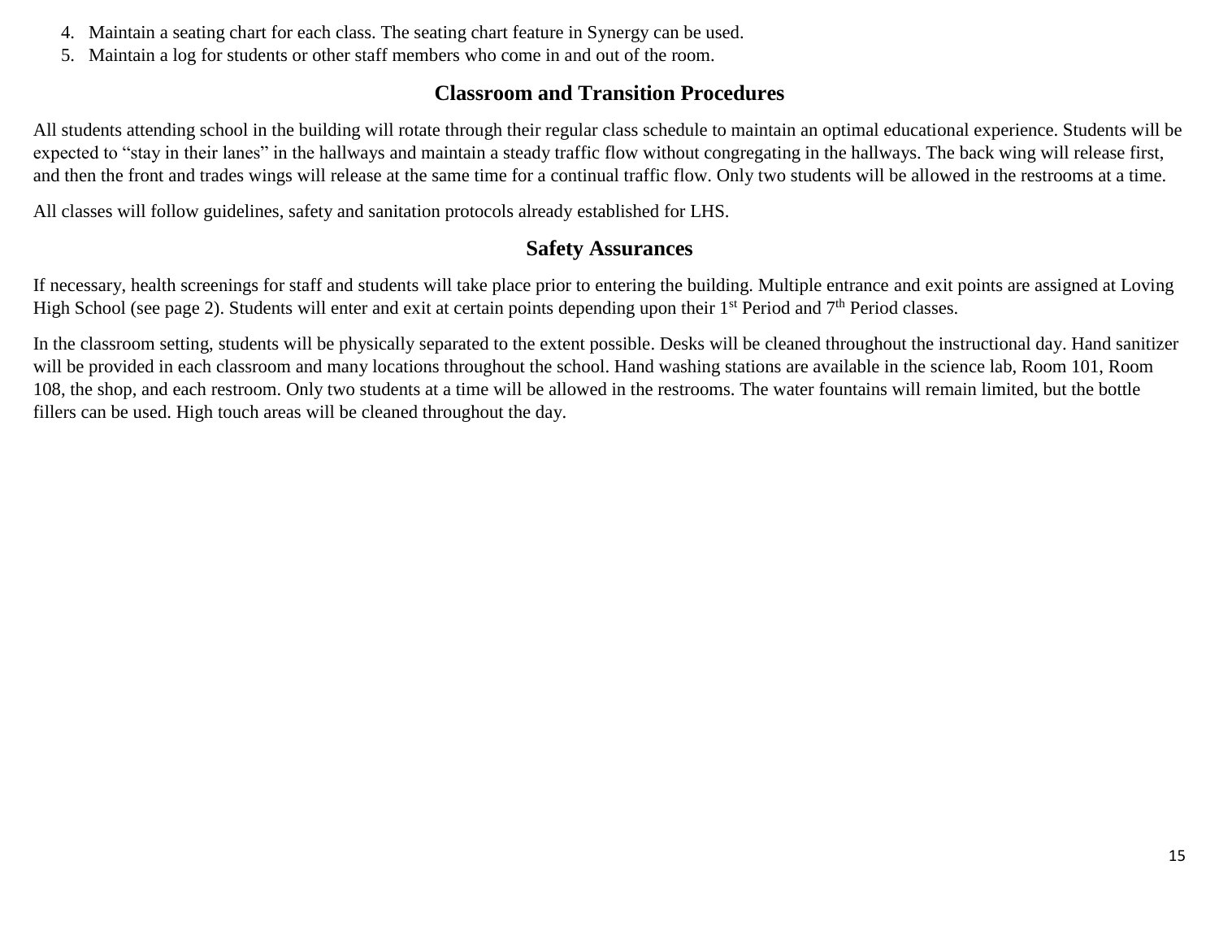4. Maintain a seating chart for each class. The seating chart feature in Synergy can be used.
5. Maintain a log for students or other staff members who come in and out of the room.

## Classroom and Transition Procedures

All students attending school in the building will rotate through their regular class schedule to maintain an optimal educational experience. Students will be expected to “stay in their lanes” in the hallways and maintain a steady traffic flow without congregating in the hallways. The back wing will release first, and then the front and trades wings will release at the same time for a continual traffic flow. Only two students will be allowed in the restrooms at a time.

All classes will follow guidelines, safety and sanitation protocols already established for LHS.

## Safety Assurances

If necessary, health screenings for staff and students will take place prior to entering the building. Multiple entrance and exit points are assigned at Loving High School (see page 2). Students will enter and exit at certain points depending upon their 1st Period and 7th Period classes.

In the classroom setting, students will be physically separated to the extent possible. Desks will be cleaned throughout the instructional day. Hand sanitizer will be provided in each classroom and many locations throughout the school. Hand washing stations are available in the science lab, Room 101, Room 108, the shop, and each restroom. Only two students at a time will be allowed in the restrooms. The water fountains will remain limited, but the bottle fillers can be used. High touch areas will be cleaned throughout the day.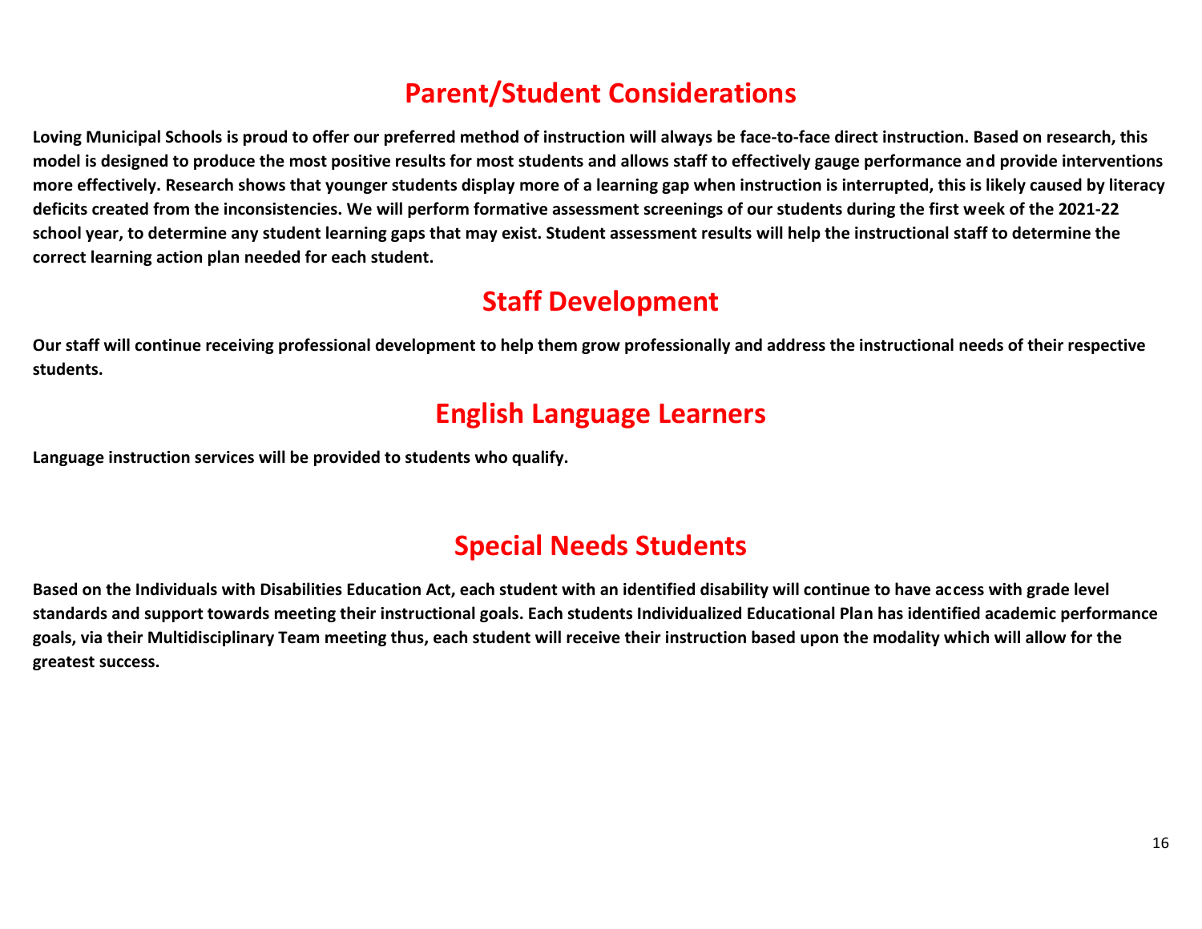## Parent/Student Considerations

**Loving Municipal Schools is proud to offer our preferred method of instruction will always be face-to-face direct instruction. Based on research, this model is designed to produce the most positive results for most students and allows staff to effectively gauge performance and provide interventions more effectively. Research shows that younger students display more of a learning gap when instruction is interrupted, this is likely caused by literacy deficits created from the inconsistencies. We will perform formative assessment screenings of our students during the first week of the 2021-22 school year, to determine any student learning gaps that may exist. Student assessment results will help the instructional staff to determine the correct learning action plan needed for each student.**

## Staff Development

**Our staff will continue receiving professional development to help them grow professionally and address the instructional needs of their respective students.**

## English Language Learners

**Language instruction services will be provided to students who qualify.**

## Special Needs Students

**Based on the Individuals with Disabilities Education Act, each student with an identified disability will continue to have access with grade level standards and support towards meeting their instructional goals. Each students Individualized Educational Plan has identified academic performance goals, via their Multidisciplinary Team meeting thus, each student will receive their instruction based upon the modality which will allow for the greatest success.**